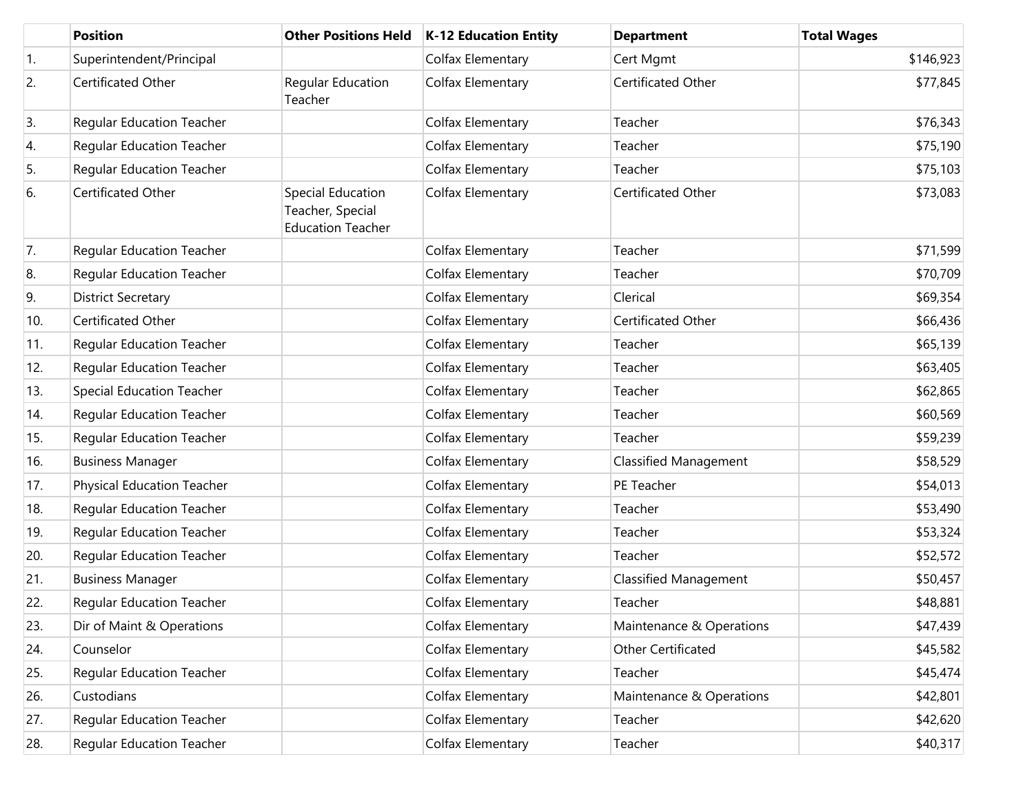| | Position | Other Positions Held | K-12 Education Entity | Department | Total Wages |
|---|---|---|---|---|---|
| 1. | Superintendent/Principal | | Colfax Elementary | Cert Mgmt | $146,923 |
| 2. | Certificated Other | Regular Education Teacher | Colfax Elementary | Certificated Other | $77,845 |
| 3. | Regular Education Teacher | | Colfax Elementary | Teacher | $76,343 |
| 4. | Regular Education Teacher | | Colfax Elementary | Teacher | $75,190 |
| 5. | Regular Education Teacher | | Colfax Elementary | Teacher | $75,103 |
| 6. | Certificated Other | Special Education Teacher, Special Education Teacher | Colfax Elementary | Certificated Other | $73,083 |
| 7. | Regular Education Teacher | | Colfax Elementary | Teacher | $71,599 |
| 8. | Regular Education Teacher | | Colfax Elementary | Teacher | $70,709 |
| 9. | District Secretary | | Colfax Elementary | Clerical | $69,354 |
| 10. | Certificated Other | | Colfax Elementary | Certificated Other | $66,436 |
| 11. | Regular Education Teacher | | Colfax Elementary | Teacher | $65,139 |
| 12. | Regular Education Teacher | | Colfax Elementary | Teacher | $63,405 |
| 13. | Special Education Teacher | | Colfax Elementary | Teacher | $62,865 |
| 14. | Regular Education Teacher | | Colfax Elementary | Teacher | $60,569 |
| 15. | Regular Education Teacher | | Colfax Elementary | Teacher | $59,239 |
| 16. | Business Manager | | Colfax Elementary | Classified Management | $58,529 |
| 17. | Physical Education Teacher | | Colfax Elementary | PE Teacher | $54,013 |
| 18. | Regular Education Teacher | | Colfax Elementary | Teacher | $53,490 |
| 19. | Regular Education Teacher | | Colfax Elementary | Teacher | $53,324 |
| 20. | Regular Education Teacher | | Colfax Elementary | Teacher | $52,572 |
| 21. | Business Manager | | Colfax Elementary | Classified Management | $50,457 |
| 22. | Regular Education Teacher | | Colfax Elementary | Teacher | $48,881 |
| 23. | Dir of Maint & Operations | | Colfax Elementary | Maintenance & Operations | $47,439 |
| 24. | Counselor | | Colfax Elementary | Other Certificated | $45,582 |
| 25. | Regular Education Teacher | | Colfax Elementary | Teacher | $45,474 |
| 26. | Custodians | | Colfax Elementary | Maintenance & Operations | $42,801 |
| 27. | Regular Education Teacher | | Colfax Elementary | Teacher | $42,620 |
| 28. | Regular Education Teacher | | Colfax Elementary | Teacher | $40,317 |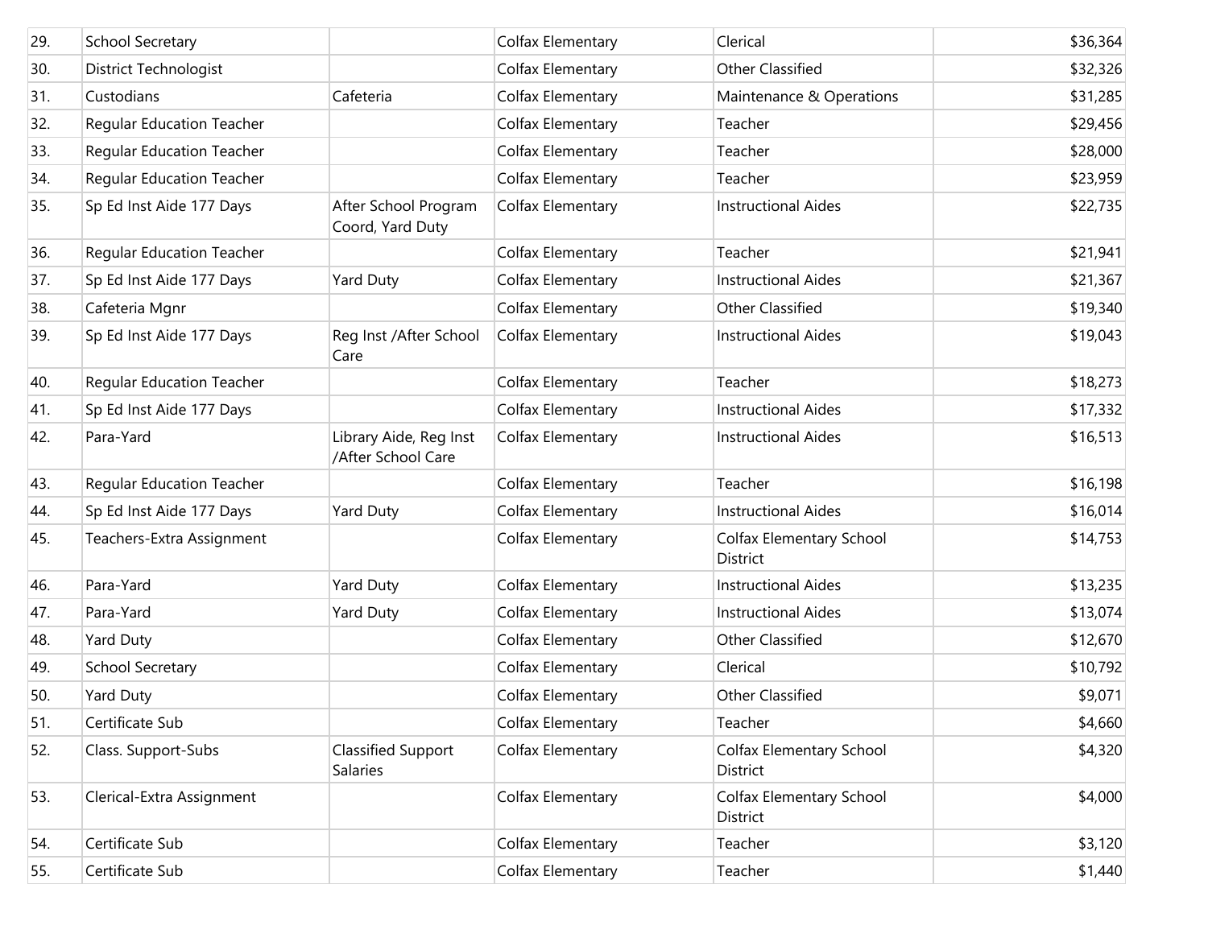| | | | | | |
|---|---|---|---|---|---|
| 29. | School Secretary | | Colfax Elementary | Clerical | $36,364 |
| 30. | District Technologist | | Colfax Elementary | Other Classified | $32,326 |
| 31. | Custodians | Cafeteria | Colfax Elementary | Maintenance & Operations | $31,285 |
| 32. | Regular Education Teacher | | Colfax Elementary | Teacher | $29,456 |
| 33. | Regular Education Teacher | | Colfax Elementary | Teacher | $28,000 |
| 34. | Regular Education Teacher | | Colfax Elementary | Teacher | $23,959 |
| 35. | Sp Ed Inst Aide 177 Days | After School Program Coord, Yard Duty | Colfax Elementary | Instructional Aides | $22,735 |
| 36. | Regular Education Teacher | | Colfax Elementary | Teacher | $21,941 |
| 37. | Sp Ed Inst Aide 177 Days | Yard Duty | Colfax Elementary | Instructional Aides | $21,367 |
| 38. | Cafeteria Mgnr | | Colfax Elementary | Other Classified | $19,340 |
| 39. | Sp Ed Inst Aide 177 Days | Reg Inst /After School Care | Colfax Elementary | Instructional Aides | $19,043 |
| 40. | Regular Education Teacher | | Colfax Elementary | Teacher | $18,273 |
| 41. | Sp Ed Inst Aide 177 Days | | Colfax Elementary | Instructional Aides | $17,332 |
| 42. | Para-Yard | Library Aide, Reg Inst /After School Care | Colfax Elementary | Instructional Aides | $16,513 |
| 43. | Regular Education Teacher | | Colfax Elementary | Teacher | $16,198 |
| 44. | Sp Ed Inst Aide 177 Days | Yard Duty | Colfax Elementary | Instructional Aides | $16,014 |
| 45. | Teachers-Extra Assignment | | Colfax Elementary | Colfax Elementary School District | $14,753 |
| 46. | Para-Yard | Yard Duty | Colfax Elementary | Instructional Aides | $13,235 |
| 47. | Para-Yard | Yard Duty | Colfax Elementary | Instructional Aides | $13,074 |
| 48. | Yard Duty | | Colfax Elementary | Other Classified | $12,670 |
| 49. | School Secretary | | Colfax Elementary | Clerical | $10,792 |
| 50. | Yard Duty | | Colfax Elementary | Other Classified | $9,071 |
| 51. | Certificate Sub | | Colfax Elementary | Teacher | $4,660 |
| 52. | Class. Support-Subs | Classified Support Salaries | Colfax Elementary | Colfax Elementary School District | $4,320 |
| 53. | Clerical-Extra Assignment | | Colfax Elementary | Colfax Elementary School District | $4,000 |
| 54. | Certificate Sub | | Colfax Elementary | Teacher | $3,120 |
| 55. | Certificate Sub | | Colfax Elementary | Teacher | $1,440 |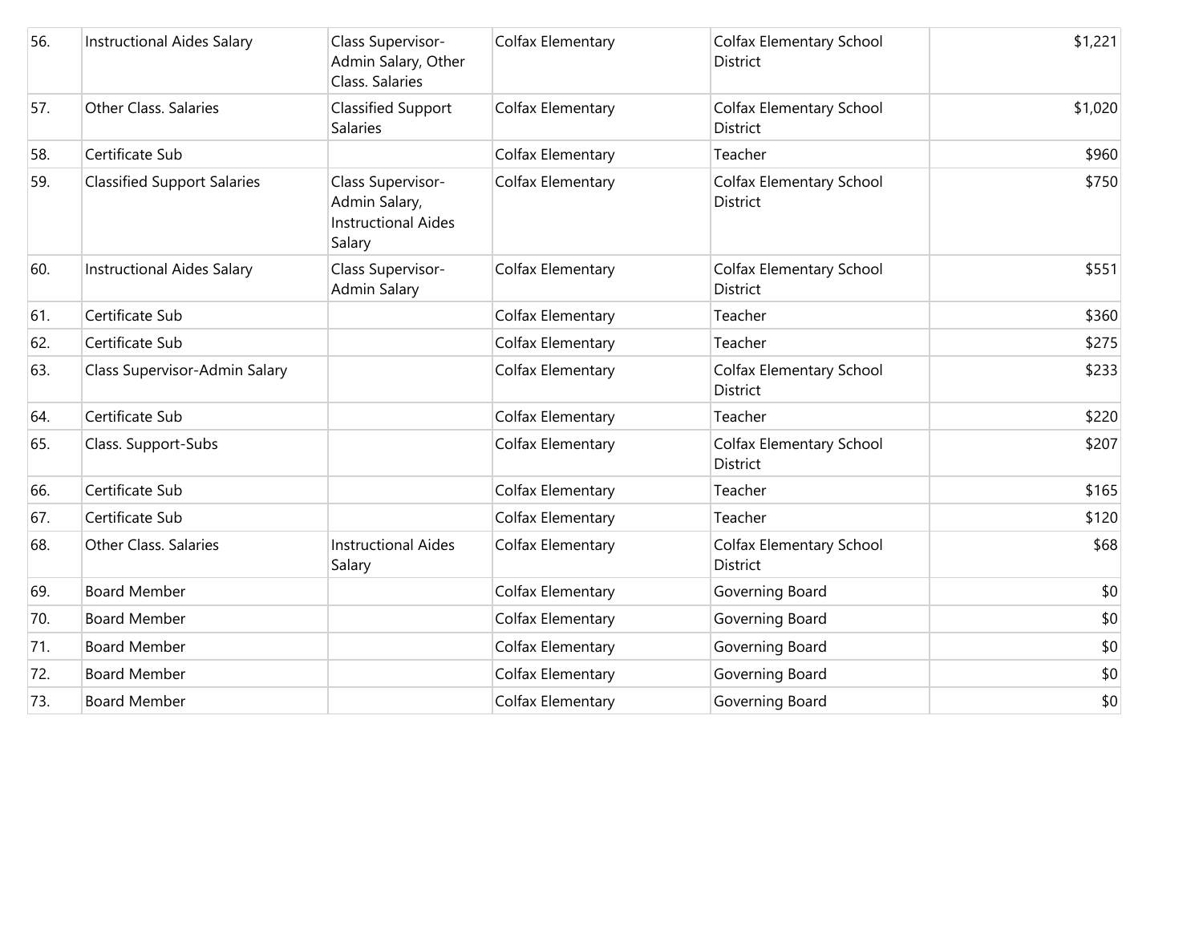| | | | | | |
|---|---|---|---|---|---|
| 56. | Instructional Aides Salary | Class Supervisor-Admin Salary, Other Class. Salaries | Colfax Elementary | Colfax Elementary School District | $1,221 |
| 57. | Other Class. Salaries | Classified Support Salaries | Colfax Elementary | Colfax Elementary School District | $1,020 |
| 58. | Certificate Sub | | Colfax Elementary | Teacher | $960 |
| 59. | Classified Support Salaries | Class Supervisor-Admin Salary, Instructional Aides Salary | Colfax Elementary | Colfax Elementary School District | $750 |
| 60. | Instructional Aides Salary | Class Supervisor-Admin Salary | Colfax Elementary | Colfax Elementary School District | $551 |
| 61. | Certificate Sub | | Colfax Elementary | Teacher | $360 |
| 62. | Certificate Sub | | Colfax Elementary | Teacher | $275 |
| 63. | Class Supervisor-Admin Salary | | Colfax Elementary | Colfax Elementary School District | $233 |
| 64. | Certificate Sub | | Colfax Elementary | Teacher | $220 |
| 65. | Class. Support-Subs | | Colfax Elementary | Colfax Elementary School District | $207 |
| 66. | Certificate Sub | | Colfax Elementary | Teacher | $165 |
| 67. | Certificate Sub | | Colfax Elementary | Teacher | $120 |
| 68. | Other Class. Salaries | Instructional Aides Salary | Colfax Elementary | Colfax Elementary School District | $68 |
| 69. | Board Member | | Colfax Elementary | Governing Board | $0 |
| 70. | Board Member | | Colfax Elementary | Governing Board | $0 |
| 71. | Board Member | | Colfax Elementary | Governing Board | $0 |
| 72. | Board Member | | Colfax Elementary | Governing Board | $0 |
| 73. | Board Member | | Colfax Elementary | Governing Board | $0 |